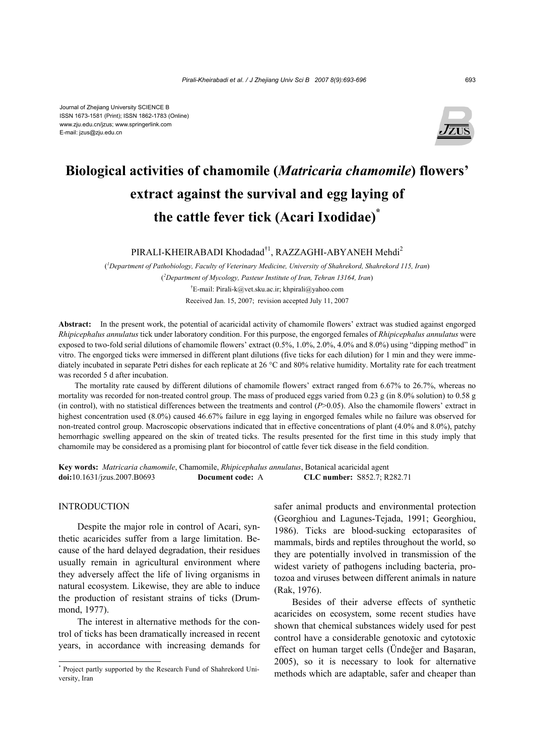Journal of Zhejiang University SCIENCE B
ISSN 1673-1581 (Print); ISSN 1862-1783 (Online)
www.zju.edu.cn/jzus; www.springerlink.com
E-mail: jzus@zju.edu.cn

# Biological activities of chamomile (*Matricaria chamomile*) flowers' extract against the survival and egg laying of the cattle fever tick (Acari Ixodidae)*

PIRALI-KHEIRABADI Khodadad[†1], RAZZAGHI-ABYANEH Mehdi[2]

([1]*Department of Pathobiology, Faculty of Veterinary Medicine, University of Shahrekord, Shahrekord 115, Iran*)

([2]*Department of Mycology, Pasteur Institute of Iran, Tehran 13164, Iran*)

[†]E-mail: Pirali-k@vet.sku.ac.ir; khpirali@yahoo.com

Received Jan. 15, 2007; revision accepted July 11, 2007

**Abstract:** In the present work, the potential of acaricidal activity of chamomile flowers' extract was studied against engorged *Rhipicephalus annulatus* tick under laboratory condition. For this purpose, the engorged females of *Rhipicephalus annulatus* were exposed to two-fold serial dilutions of chamomile flowers' extract (0.5%, 1.0%, 2.0%, 4.0% and 8.0%) using "dipping method" in vitro. The engorged ticks were immersed in different plant dilutions (five ticks for each dilution) for 1 min and they were immediately incubated in separate Petri dishes for each replicate at 26 °C and 80% relative humidity. Mortality rate for each treatment was recorded 5 d after incubation.

The mortality rate caused by different dilutions of chamomile flowers' extract ranged from 6.67% to 26.7%, whereas no mortality was recorded for non-treated control group. The mass of produced eggs varied from 0.23 g (in 8.0% solution) to 0.58 g (in control), with no statistical differences between the treatments and control ($P$>0.05). Also the chamomile flowers' extract in highest concentration used (8.0%) caused 46.67% failure in egg laying in engorged females while no failure was observed for non-treated control group. Macroscopic observations indicated that in effective concentrations of plant (4.0% and 8.0%), patchy hemorrhagic swelling appeared on the skin of treated ticks. The results presented for the first time in this study imply that chamomile may be considered as a promising plant for biocontrol of cattle fever tick disease in the field condition.

**Key words:** *Matricaria chamomile*, Chamomile, *Rhipicephalus annulatus*, Botanical acaricidal agent
**doi:**10.1631/jzus.2007.B0693 **Document code:** A **CLC number:** S852.7; R282.71

## INTRODUCTION

Despite the major role in control of Acari, synthetic acaricides suffer from a large limitation. Because of the hard delayed degradation, their residues usually remain in agricultural environment where they adversely affect the life of living organisms in natural ecosystem. Likewise, they are able to induce the production of resistant strains of ticks (Drummond, 1977).

The interest in alternative methods for the control of ticks has been dramatically increased in recent years, in accordance with increasing demands for safer animal products and environmental protection (Georghiou and Lagunes-Tejada, 1991; Georghiou, 1986). Ticks are blood-sucking ectoparasites of mammals, birds and reptiles throughout the world, so they are potentially involved in transmission of the widest variety of pathogens including bacteria, protozoa and viruses between different animals in nature (Rak, 1976).

Besides of their adverse effects of synthetic acaricides on ecosystem, some recent studies have shown that chemical substances widely used for pest control have a considerable genotoxic and cytotoxic effect on human target cells (Ündeğer and Başaran, 2005), so it is necessary to look for alternative methods which are adaptable, safer and cheaper than

* Project partly supported by the Research Fund of Shahrekord University, Iran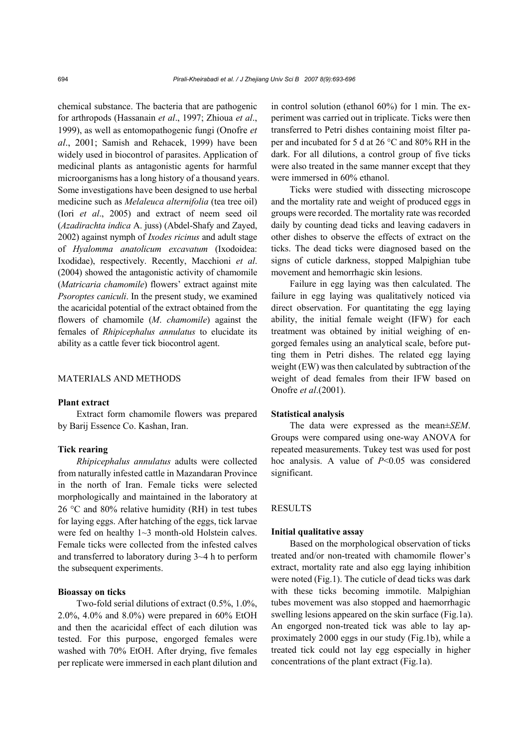chemical substance. The bacteria that are pathogenic for arthropods (Hassanain *et al*., 1997; Zhioua *et al*., 1999), as well as entomopathogenic fungi (Onofre *et al*., 2001; Samish and Rehacek, 1999) have been widely used in biocontrol of parasites. Application of medicinal plants as antagonistic agents for harmful microorganisms has a long history of a thousand years. Some investigations have been designed to use herbal medicine such as *Melaleuca alternifolia* (tea tree oil) (Iori *et al*., 2005) and extract of neem seed oil (*Azadirachta indica* A. juss) (Abdel-Shafy and Zayed, 2002) against nymph of *Ixodes ricinus* and adult stage of *Hyalomma anatolicum excavatum* (Ixodoidea: Ixodidae), respectively. Recently, Macchioni *et al*. (2004) showed the antagonistic activity of chamomile (*Matricaria chamomile*) flowers' extract against mite *Psoroptes caniculi*. In the present study, we examined the acaricidal potential of the extract obtained from the flowers of chamomile (*M*. *chamomile*) against the females of *Rhipicephalus annulatus* to elucidate its ability as a cattle fever tick biocontrol agent.

## MATERIALS AND METHODS

### Plant extract

Extract form chamomile flowers was prepared by Barij Essence Co. Kashan, Iran.

### Tick rearing

*Rhipicephalus annulatus* adults were collected from naturally infested cattle in Mazandaran Province in the north of Iran. Female ticks were selected morphologically and maintained in the laboratory at 26 °C and 80% relative humidity (RH) in test tubes for laying eggs. After hatching of the eggs, tick larvae were fed on healthy 1~3 month-old Holstein calves. Female ticks were collected from the infested calves and transferred to laboratory during 3~4 h to perform the subsequent experiments.

### Bioassay on ticks

Two-fold serial dilutions of extract (0.5%, 1.0%, 2.0%, 4.0% and 8.0%) were prepared in 60% EtOH and then the acaricidal effect of each dilution was tested. For this purpose, engorged females were washed with 70% EtOH. After drying, five females per replicate were immersed in each plant dilution and in control solution (ethanol 60%) for 1 min. The experiment was carried out in triplicate. Ticks were then transferred to Petri dishes containing moist filter paper and incubated for 5 d at 26 °C and 80% RH in the dark. For all dilutions, a control group of five ticks were also treated in the same manner except that they were immersed in 60% ethanol.

Ticks were studied with dissecting microscope and the mortality rate and weight of produced eggs in groups were recorded. The mortality rate was recorded daily by counting dead ticks and leaving cadavers in other dishes to observe the effects of extract on the ticks. The dead ticks were diagnosed based on the signs of cuticle darkness, stopped Malpighian tube movement and hemorrhagic skin lesions.

Failure in egg laying was then calculated. The failure in egg laying was qualitatively noticed via direct observation. For quantitating the egg laying ability, the initial female weight (IFW) for each treatment was obtained by initial weighing of engorged females using an analytical scale, before putting them in Petri dishes. The related egg laying weight (EW) was then calculated by subtraction of the weight of dead females from their IFW based on Onofre *et al*.(2001).

### Statistical analysis

The data were expressed as the mean±*SEM*. Groups were compared using one-way ANOVA for repeated measurements. Tukey test was used for post hoc analysis. A value of $P<0.05$ was considered significant.

## RESULTS

### Initial qualitative assay

Based on the morphological observation of ticks treated and/or non-treated with chamomile flower's extract, mortality rate and also egg laying inhibition were noted (Fig.1). The cuticle of dead ticks was dark with these ticks becoming immotile. Malpighian tubes movement was also stopped and haemorrhagic swelling lesions appeared on the skin surface (Fig.1a). An engorged non-treated tick was able to lay approximately 2000 eggs in our study (Fig.1b), while a treated tick could not lay egg especially in higher concentrations of the plant extract (Fig.1a).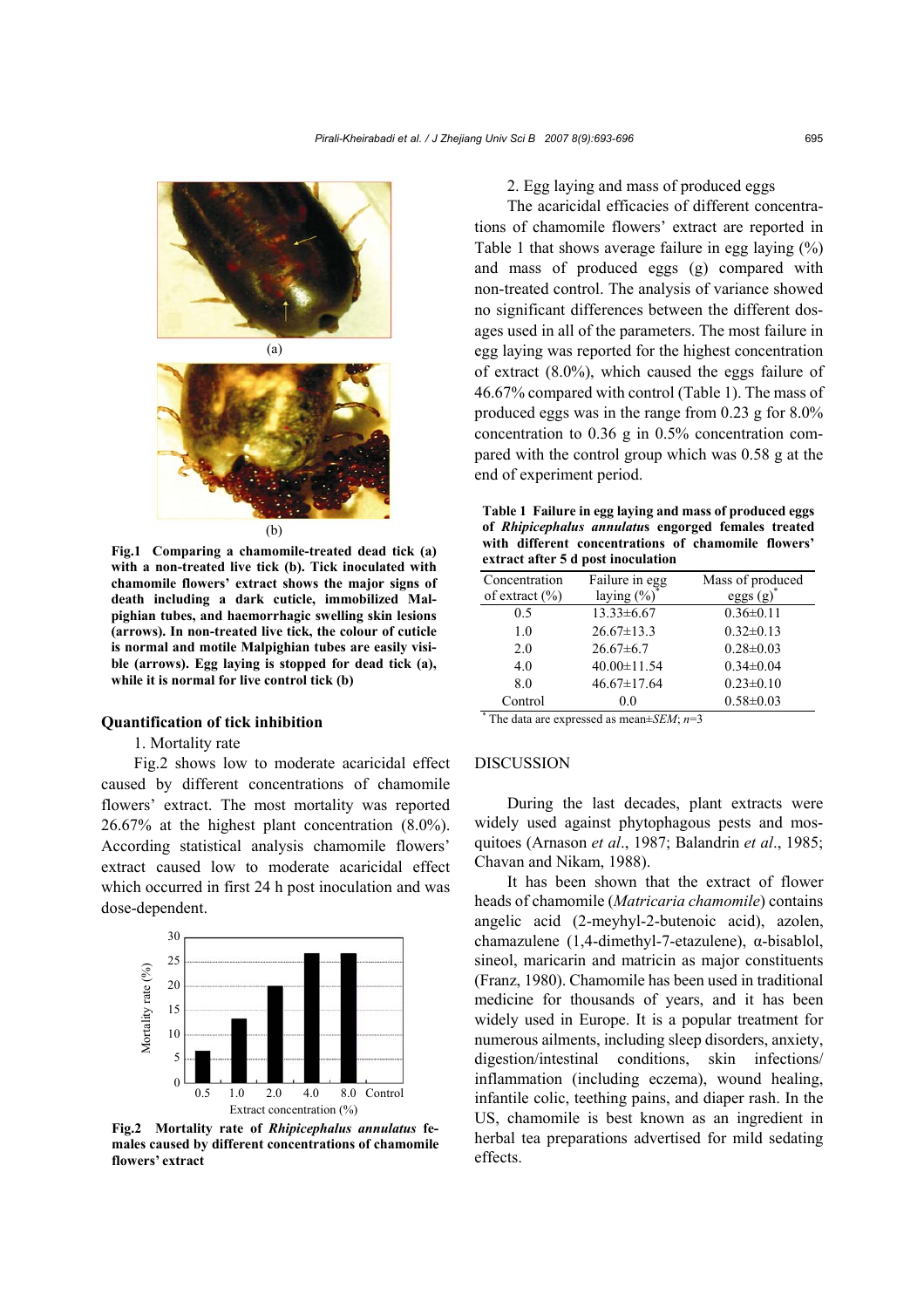(a)

(b)

**Fig.1 Comparing a chamomile-treated dead tick (a) with a non-treated live tick (b). Tick inoculated with chamomile flowers' extract shows the major signs of death including a dark cuticle, immobilized Malpighian tubes, and haemorrhagic swelling skin lesions (arrows). In non-treated live tick, the colour of cuticle is normal and motile Malpighian tubes are easily visible (arrows). Egg laying is stopped for dead tick (a), while it is normal for live control tick (b)**

### Quantification of tick inhibition

1. Mortality rate

Fig.2 shows low to moderate acaricidal effect caused by different concentrations of chamomile flowers' extract. The most mortality was reported 26.67% at the highest plant concentration (8.0%). According statistical analysis chamomile flowers' extract caused low to moderate acaricidal effect which occurred in first 24 h post inoculation and was dose-dependent.

Mortality rate (%)
30
25
20
15
10
5
0
0.5 1.0 2.0 4.0 8.0 Control
Extract concentration (%)

**Fig.2 Mortality rate of *Rhipicephalus annulatus* females caused by different concentrations of chamomile flowers' extract**

2. Egg laying and mass of produced eggs

The acaricidal efficacies of different concentrations of chamomile flowers' extract are reported in Table 1 that shows average failure in egg laying (%) and mass of produced eggs (g) compared with non-treated control. The analysis of variance showed no significant differences between the different dosages used in all of the parameters. The most failure in egg laying was reported for the highest concentration of extract (8.0%), which caused the eggs failure of 46.67% compared with control (Table 1). The mass of produced eggs was in the range from 0.23 g for 8.0% concentration to 0.36 g in 0.5% concentration compared with the control group which was 0.58 g at the end of experiment period.

**Table 1 Failure in egg laying and mass of produced eggs of *Rhipicephalus annulatus* engorged females treated with different concentrations of chamomile flowers' extract after 5 d post inoculation**

| Concentration of extract (%) | Failure in egg laying (%)* | Mass of produced eggs (g)* |
|---|---|---|
| 0.5 | 13.33±6.67 | 0.36±0.11 |
| 1.0 | 26.67±13.3 | 0.32±0.13 |
| 2.0 | 26.67±6.7 | 0.28±0.03 |
| 4.0 | 40.00±11.54 | 0.34±0.04 |
| 8.0 | 46.67±17.64 | 0.23±0.10 |
| Control | 0.0 | 0.58±0.03 |

\* The data are expressed as mean±*SEM*; $n$=3

## DISCUSSION

During the last decades, plant extracts were widely used against phytophagous pests and mosquitoes (Arnason *et al*., 1987; Balandrin *et al*., 1985; Chavan and Nikam, 1988).

It has been shown that the extract of flower heads of chamomile (*Matricaria chamomile*) contains angelic acid (2-meyhyl-2-butenoic acid), azolen, chamazulene (1,4-dimethyl-7-etazulene), α-bisablol, sineol, maricarin and matricin as major constituents (Franz, 1980). Chamomile has been used in traditional medicine for thousands of years, and it has been widely used in Europe. It is a popular treatment for numerous ailments, including sleep disorders, anxiety, digestion/intestinal conditions, skin infections/inflammation (including eczema), wound healing, infantile colic, teething pains, and diaper rash. In the US, chamomile is best known as an ingredient in herbal tea preparations advertised for mild sedating effects.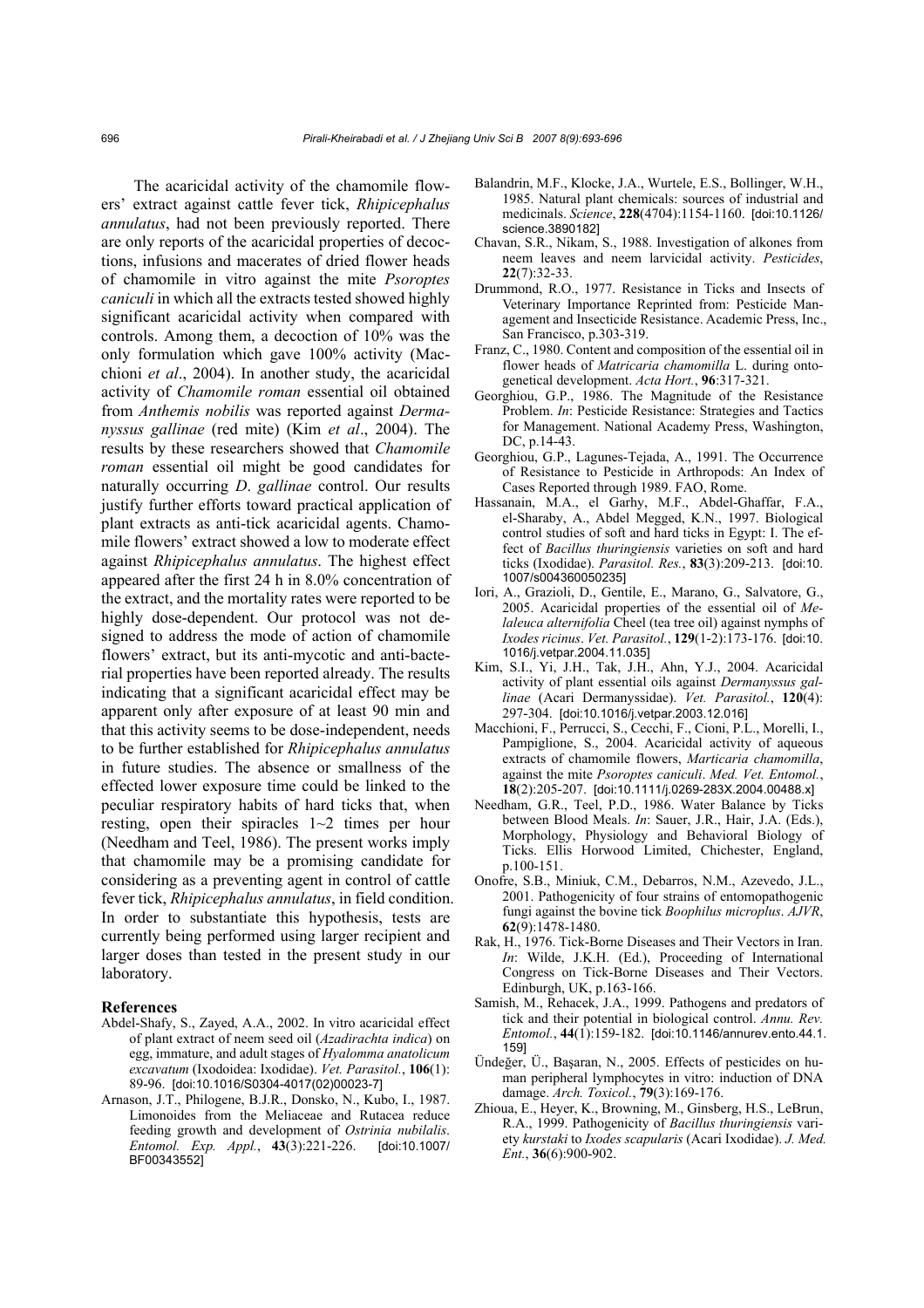The acaricidal activity of the chamomile flowers' extract against cattle fever tick, *Rhipicephalus annulatus*, had not been previously reported. There are only reports of the acaricidal properties of decoctions, infusions and macerates of dried flower heads of chamomile in vitro against the mite *Psoroptes caniculi* in which all the extracts tested showed highly significant acaricidal activity when compared with controls. Among them, a decoction of 10% was the only formulation which gave 100% activity (Macchioni *et al*., 2004). In another study, the acaricidal activity of *Chamomile roman* essential oil obtained from *Anthemis nobilis* was reported against *Dermanyssus gallinae* (red mite) (Kim *et al*., 2004). The results by these researchers showed that *Chamomile roman* essential oil might be good candidates for naturally occurring *D*. *gallinae* control. Our results justify further efforts toward practical application of plant extracts as anti-tick acaricidal agents. Chamomile flowers' extract showed a low to moderate effect against *Rhipicephalus annulatus*. The highest effect appeared after the first 24 h in 8.0% concentration of the extract, and the mortality rates were reported to be highly dose-dependent. Our protocol was not designed to address the mode of action of chamomile flowers' extract, but its anti-mycotic and anti-bacterial properties have been reported already. The results indicating that a significant acaricidal effect may be apparent only after exposure of at least 90 min and that this activity seems to be dose-independent, needs to be further established for *Rhipicephalus annulatus* in future studies. The absence or smallness of the effected lower exposure time could be linked to the peculiar respiratory habits of hard ticks that, when resting, open their spiracles 1~2 times per hour (Needham and Teel, 1986). The present works imply that chamomile may be a promising candidate for considering as a preventing agent in control of cattle fever tick, *Rhipicephalus annulatus*, in field condition. In order to substantiate this hypothesis, tests are currently being performed using larger recipient and larger doses than tested in the present study in our laboratory.

## References

Abdel-Shafy, S., Zayed, A.A., 2002. In vitro acaricidal effect of plant extract of neem seed oil (*Azadirachta indica*) on egg, immature, and adult stages of *Hyalomma anatolicum excavatum* (Ixodoidea: Ixodidae). *Vet. Parasitol.*, **106**(1): 89-96. [doi:10.1016/S0304-4017(02)00023-7]

Arnason, J.T., Philogene, B.J.R., Donsko, N., Kubo, I., 1987. Limonoides from the Meliaceae and Rutacea reduce feeding growth and development of *Ostrinia nubilalis*. *Entomol. Exp. Appl.*, **43**(3):221-226. [doi:10.1007/BF00343552]

Balandrin, M.F., Klocke, J.A., Wurtele, E.S., Bollinger, W.H., 1985. Natural plant chemicals: sources of industrial and medicinals. *Science*, **228**(4704):1154-1160. [doi:10.1126/science.3890182]

Chavan, S.R., Nikam, S., 1988. Investigation of alkones from neem leaves and neem larvicidal activity. *Pesticides*, **22**(7):32-33.

Drummond, R.O., 1977. Resistance in Ticks and Insects of Veterinary Importance Reprinted from: Pesticide Management and Insecticide Resistance. Academic Press, Inc., San Francisco, p.303-319.

Franz, C., 1980. Content and composition of the essential oil in flower heads of *Matricaria chamomilla* L. during ontogenetical development. *Acta Hort.*, **96**:317-321.

Georghiou, G.P., 1986. The Magnitude of the Resistance Problem. *In*: Pesticide Resistance: Strategies and Tactics for Management. National Academy Press, Washington, DC, p.14-43.

Georghiou, G.P., Lagunes-Tejada, A., 1991. The Occurrence of Resistance to Pesticide in Arthropods: An Index of Cases Reported through 1989. FAO, Rome.

Hassanain, M.A., el Garhy, M.F., Abdel-Ghaffar, F.A., el-Sharaby, A., Abdel Megged, K.N., 1997. Biological control studies of soft and hard ticks in Egypt: I. The effect of *Bacillus thuringiensis* varieties on soft and hard ticks (Ixodidae). *Parasitol. Res.*, **83**(3):209-213. [doi:10.1007/s004360050235]

Iori, A., Grazioli, D., Gentile, E., Marano, G., Salvatore, G., 2005. Acaricidal properties of the essential oil of *Melaleuca alternifolia* Cheel (tea tree oil) against nymphs of *Ixodes ricinus*. *Vet. Parasitol.*, **129**(1-2):173-176. [doi:10.1016/j.vetpar.2004.11.035]

Kim, S.I., Yi, J.H., Tak, J.H., Ahn, Y.J., 2004. Acaricidal activity of plant essential oils against *Dermanyssus gallinae* (Acari Dermanyssidae). *Vet. Parasitol.*, **120**(4): 297-304. [doi:10.1016/j.vetpar.2003.12.016]

Macchioni, F., Perrucci, S., Cecchi, F., Cioni, P.L., Morelli, I., Pampiglione, S., 2004. Acaricidal activity of aqueous extracts of chamomile flowers, *Marticaria chamomilla*, against the mite *Psoroptes caniculi*. *Med. Vet. Entomol.*, **18**(2):205-207. [doi:10.1111/j.0269-283X.2004.00488.x]

Needham, G.R., Teel, P.D., 1986. Water Balance by Ticks between Blood Meals. *In*: Sauer, J.R., Hair, J.A. (Eds.), Morphology, Physiology and Behavioral Biology of Ticks. Ellis Horwood Limited, Chichester, England, p.100-151.

Onofre, S.B., Miniuk, C.M., Debarros, N.M., Azevedo, J.L., 2001. Pathogenicity of four strains of entomopathogenic fungi against the bovine tick *Boophilus microplus*. *AJVR*, **62**(9):1478-1480.

Rak, H., 1976. Tick-Borne Diseases and Their Vectors in Iran. *In*: Wilde, J.K.H. (Ed.), Proceeding of International Congress on Tick-Borne Diseases and Their Vectors. Edinburgh, UK, p.163-166.

Samish, M., Rehacek, J.A., 1999. Pathogens and predators of tick and their potential in biological control. *Annu. Rev. Entomol.*, **44**(1):159-182. [doi:10.1146/annurev.ento.44.1.159]

Ündeğer, Ü., Başaran, N., 2005. Effects of pesticides on human peripheral lymphocytes in vitro: induction of DNA damage. *Arch. Toxicol.*, **79**(3):169-176.

Zhioua, E., Heyer, K., Browning, M., Ginsberg, H.S., LeBrun, R.A., 1999. Pathogenicity of *Bacillus thuringiensis* variety *kurstaki* to *Ixodes scapularis* (Acari Ixodidae). *J. Med. Ent.*, **36**(6):900-902.